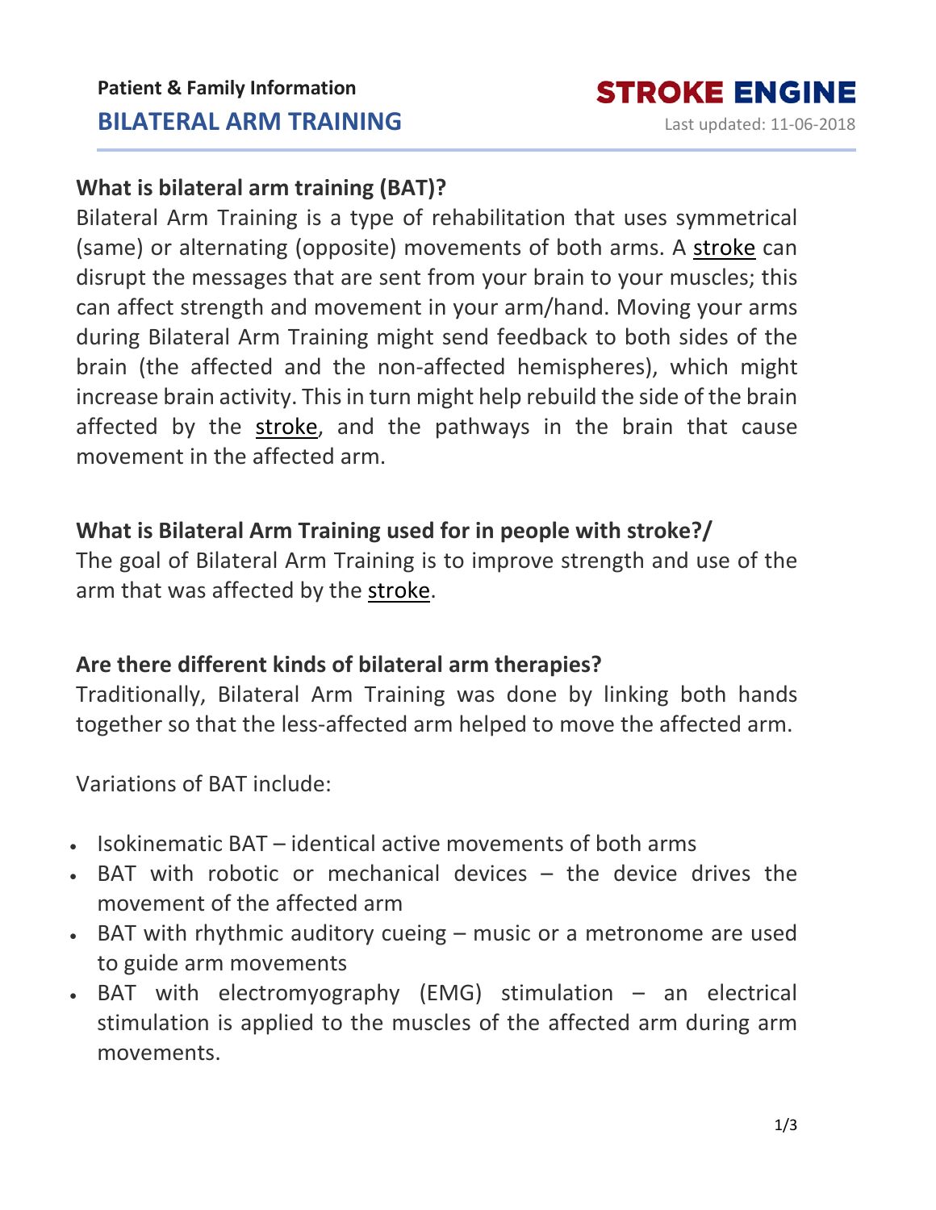Patient & Family Information

# BILATERAL ARM TRAINING

STROKE ENGINE

Last updated: 11-06-2018

## What is bilateral arm training (BAT)?

Bilateral Arm Training is a type of rehabilitation that uses symmetrical (same) or alternating (opposite) movements of both arms. A stroke can disrupt the messages that are sent from your brain to your muscles; this can affect strength and movement in your arm/hand. Moving your arms during Bilateral Arm Training might send feedback to both sides of the brain (the affected and the non-affected hemispheres), which might increase brain activity. This in turn might help rebuild the side of the brain affected by the stroke, and the pathways in the brain that cause movement in the affected arm.

## What is Bilateral Arm Training used for in people with stroke?/

The goal of Bilateral Arm Training is to improve strength and use of the arm that was affected by the stroke.

## Are there different kinds of bilateral arm therapies?

Traditionally, Bilateral Arm Training was done by linking both hands together so that the less-affected arm helped to move the affected arm.

Variations of BAT include:

- Isokinematic BAT – identical active movements of both arms
- BAT with robotic or mechanical devices – the device drives the movement of the affected arm
- BAT with rhythmic auditory cueing – music or a metronome are used to guide arm movements
- BAT with electromyography (EMG) stimulation – an electrical stimulation is applied to the muscles of the affected arm during arm movements.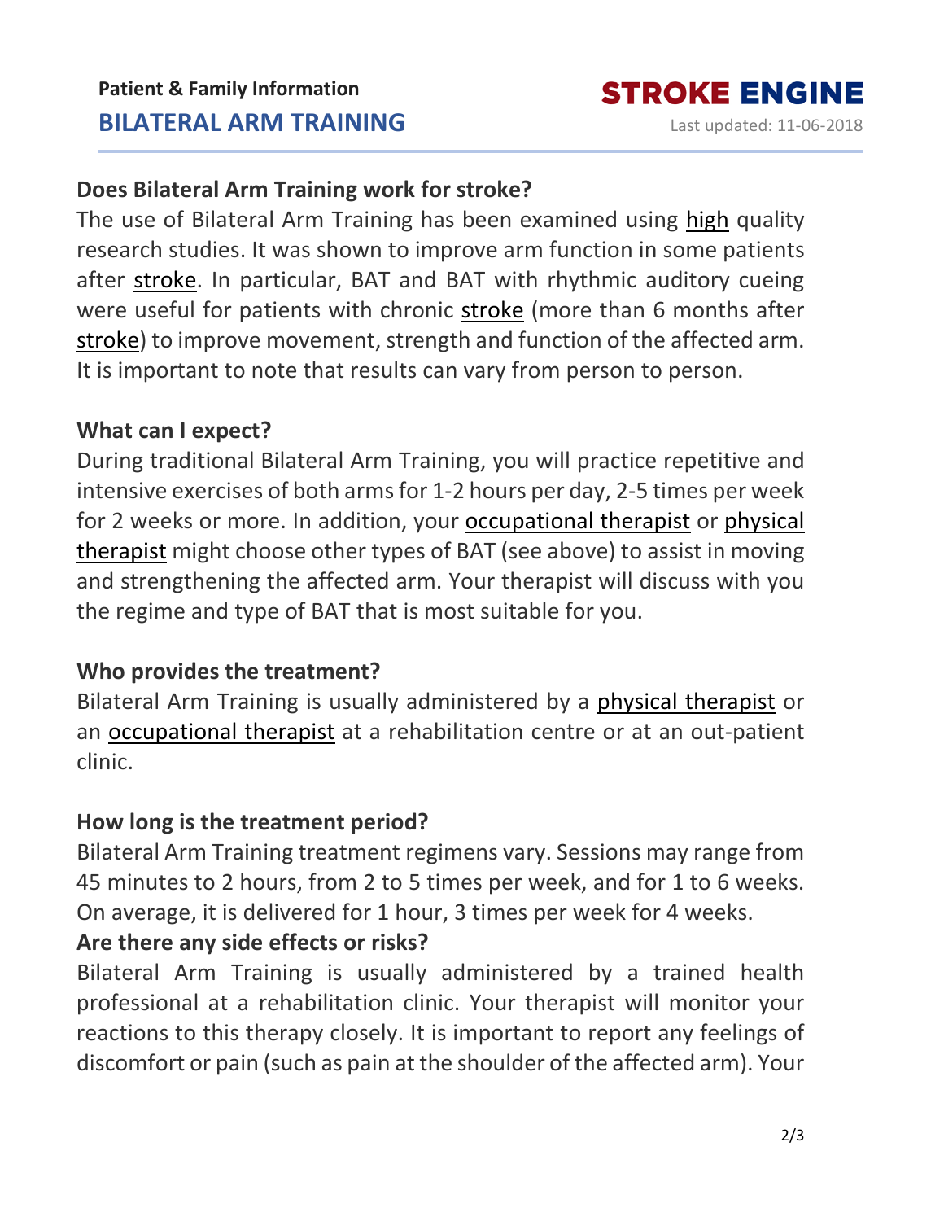## Does Bilateral Arm Training work for stroke?

The use of Bilateral Arm Training has been examined using high quality research studies. It was shown to improve arm function in some patients after stroke. In particular, BAT and BAT with rhythmic auditory cueing were useful for patients with chronic stroke (more than 6 months after stroke) to improve movement, strength and function of the affected arm. It is important to note that results can vary from person to person.

## What can I expect?

During traditional Bilateral Arm Training, you will practice repetitive and intensive exercises of both arms for 1-2 hours per day, 2-5 times per week for 2 weeks or more. In addition, your occupational therapist or physical therapist might choose other types of BAT (see above) to assist in moving and strengthening the affected arm. Your therapist will discuss with you the regime and type of BAT that is most suitable for you.

## Who provides the treatment?

Bilateral Arm Training is usually administered by a physical therapist or an occupational therapist at a rehabilitation centre or at an out-patient clinic.

## How long is the treatment period?

Bilateral Arm Training treatment regimens vary. Sessions may range from 45 minutes to 2 hours, from 2 to 5 times per week, and for 1 to 6 weeks. On average, it is delivered for 1 hour, 3 times per week for 4 weeks.

## Are there any side effects or risks?

Bilateral Arm Training is usually administered by a trained health professional at a rehabilitation clinic. Your therapist will monitor your reactions to this therapy closely. It is important to report any feelings of discomfort or pain (such as pain at the shoulder of the affected arm). Your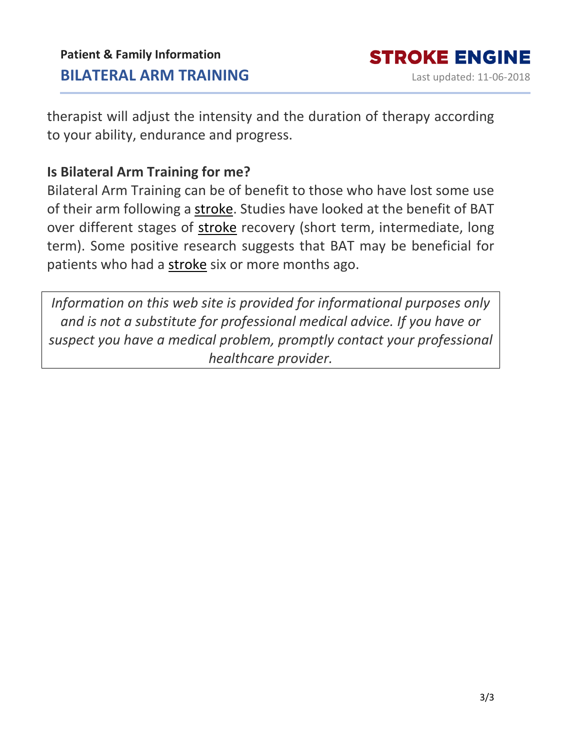therapist will adjust the intensity and the duration of therapy according to your ability, endurance and progress.

### Is Bilateral Arm Training for me?

Bilateral Arm Training can be of benefit to those who have lost some use of their arm following a stroke. Studies have looked at the benefit of BAT over different stages of stroke recovery (short term, intermediate, long term). Some positive research suggests that BAT may be beneficial for patients who had a stroke six or more months ago.

*Information on this web site is provided for informational purposes only and is not a substitute for professional medical advice. If you have or suspect you have a medical problem, promptly contact your professional healthcare provider.*